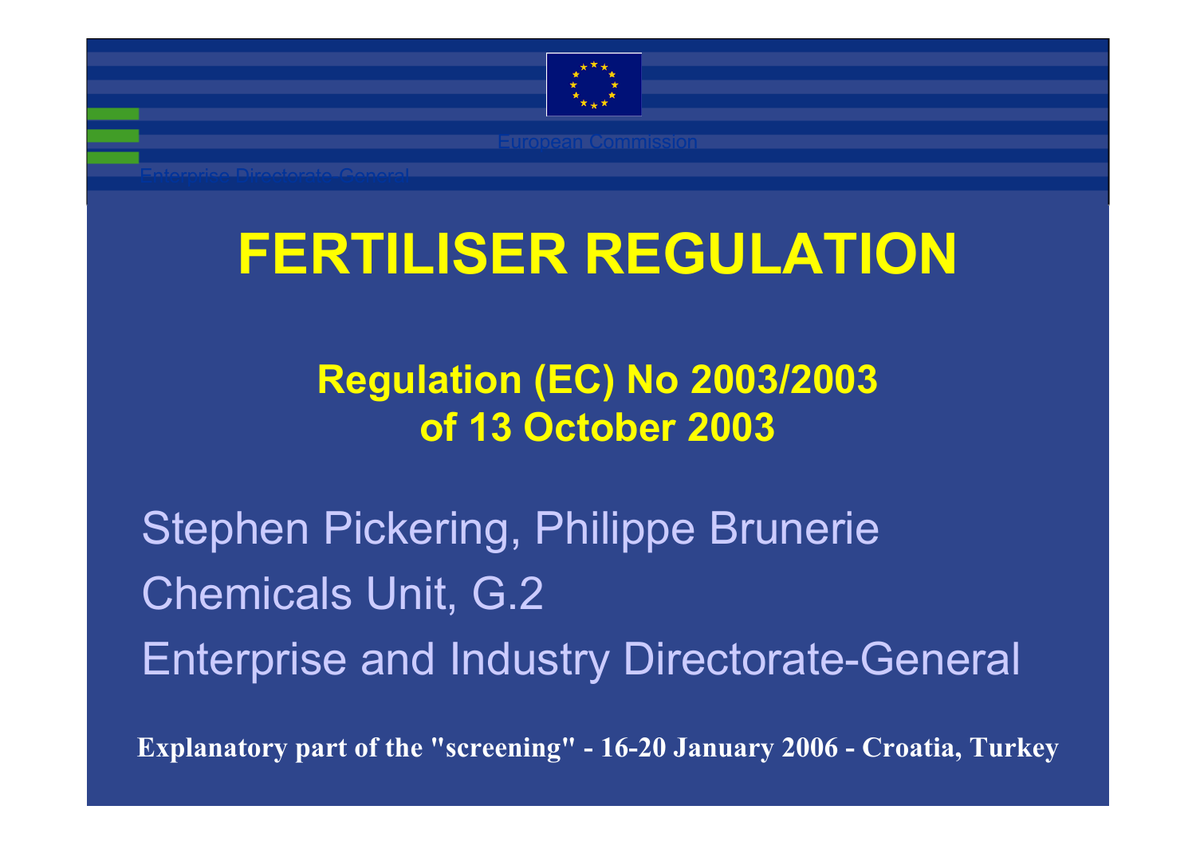European Commission

Enterprise Directorate General

# FERTILISER REGULATION

## Regulation (EC) No 2003/2003 of 13 October 2003

Stephen Pickering, Philippe Brunerie

Chemicals Unit, G.2

Enterprise and Industry Directorate-General

**Explanatory part of the "screening" - 16-20 January 2006 - Croatia, Turkey**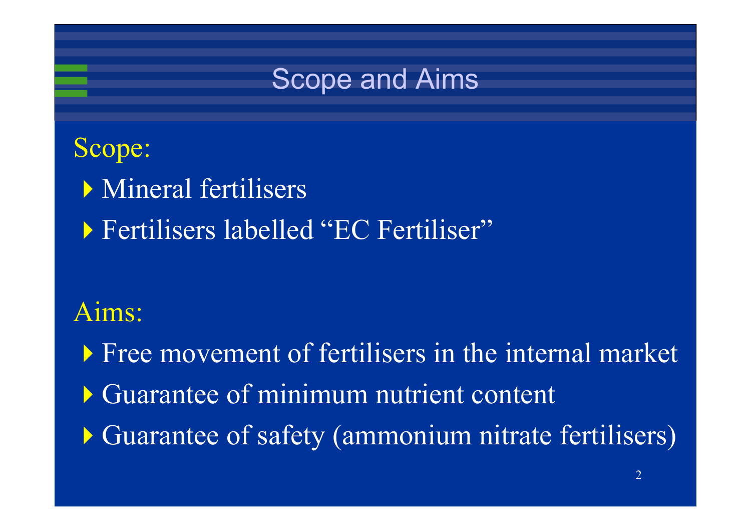# Scope and Aims

## Scope:

- Mineral fertilisers
- Fertilisers labelled "EC Fertiliser"

## Aims:

- Free movement of fertilisers in the internal market
- Guarantee of minimum nutrient content
- Guarantee of safety (ammonium nitrate fertilisers)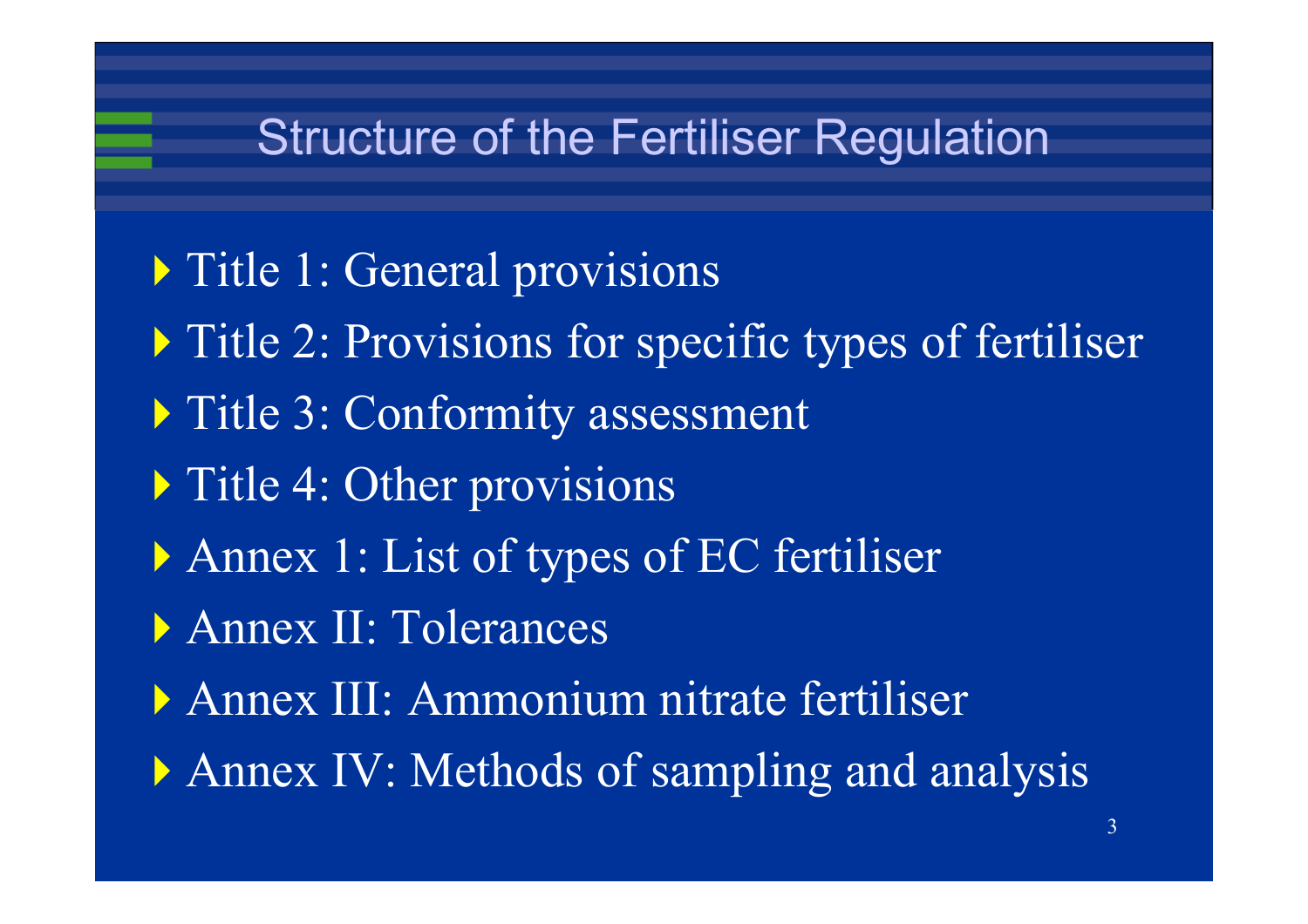# Structure of the Fertiliser Regulation

- Title 1: General provisions
- Title 2: Provisions for specific types of fertiliser
- Title 3: Conformity assessment
- Title 4: Other provisions
- Annex 1: List of types of EC fertiliser
- Annex II: Tolerances
- Annex III: Ammonium nitrate fertiliser
- Annex IV: Methods of sampling and analysis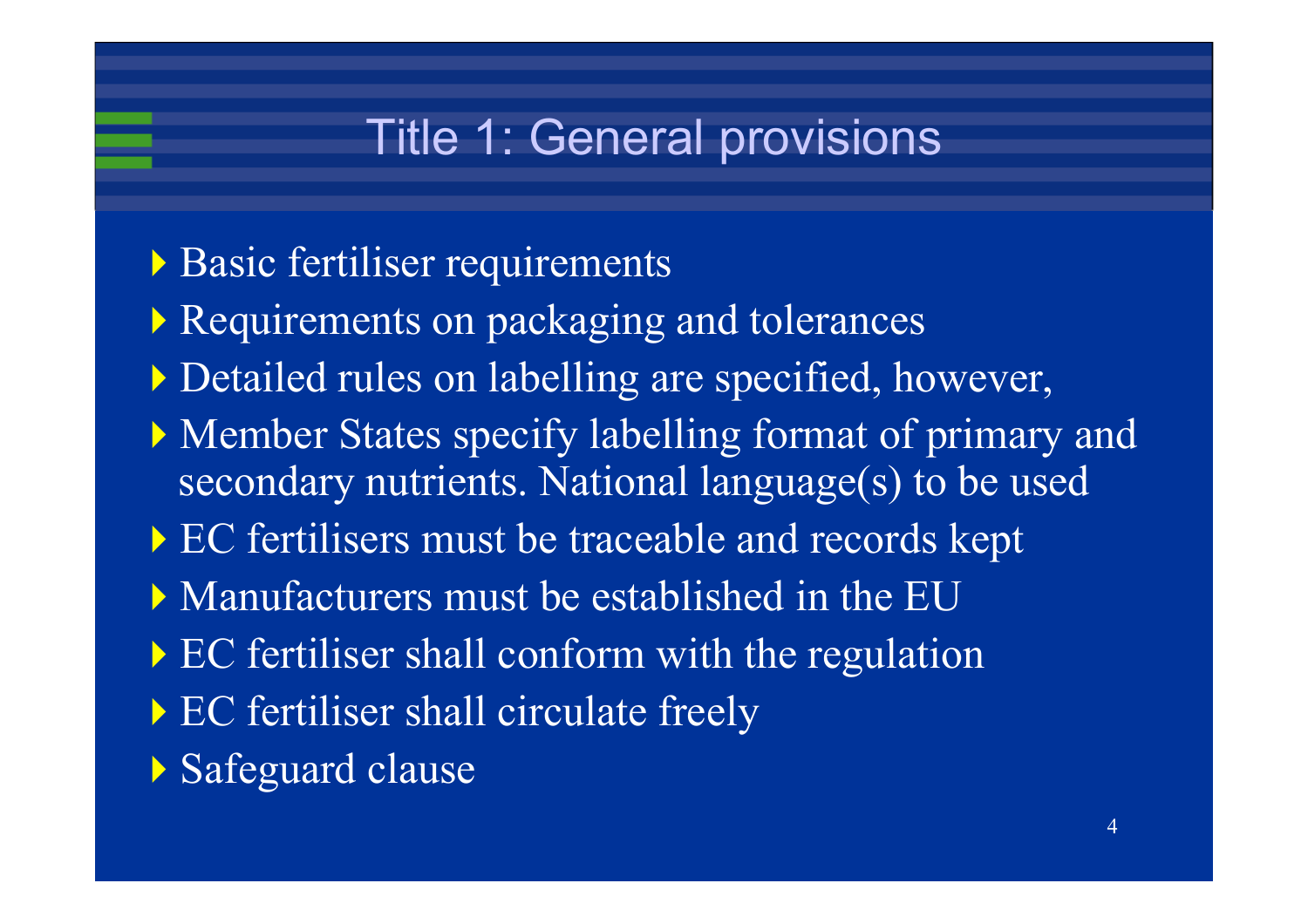# Title 1: General provisions

- Basic fertiliser requirements
- Requirements on packaging and tolerances
- Detailed rules on labelling are specified, however,
- Member States specify labelling format of primary and secondary nutrients. National language(s) to be used
- EC fertilisers must be traceable and records kept
- Manufacturers must be established in the EU
- EC fertiliser shall conform with the regulation
- EC fertiliser shall circulate freely
- Safeguard clause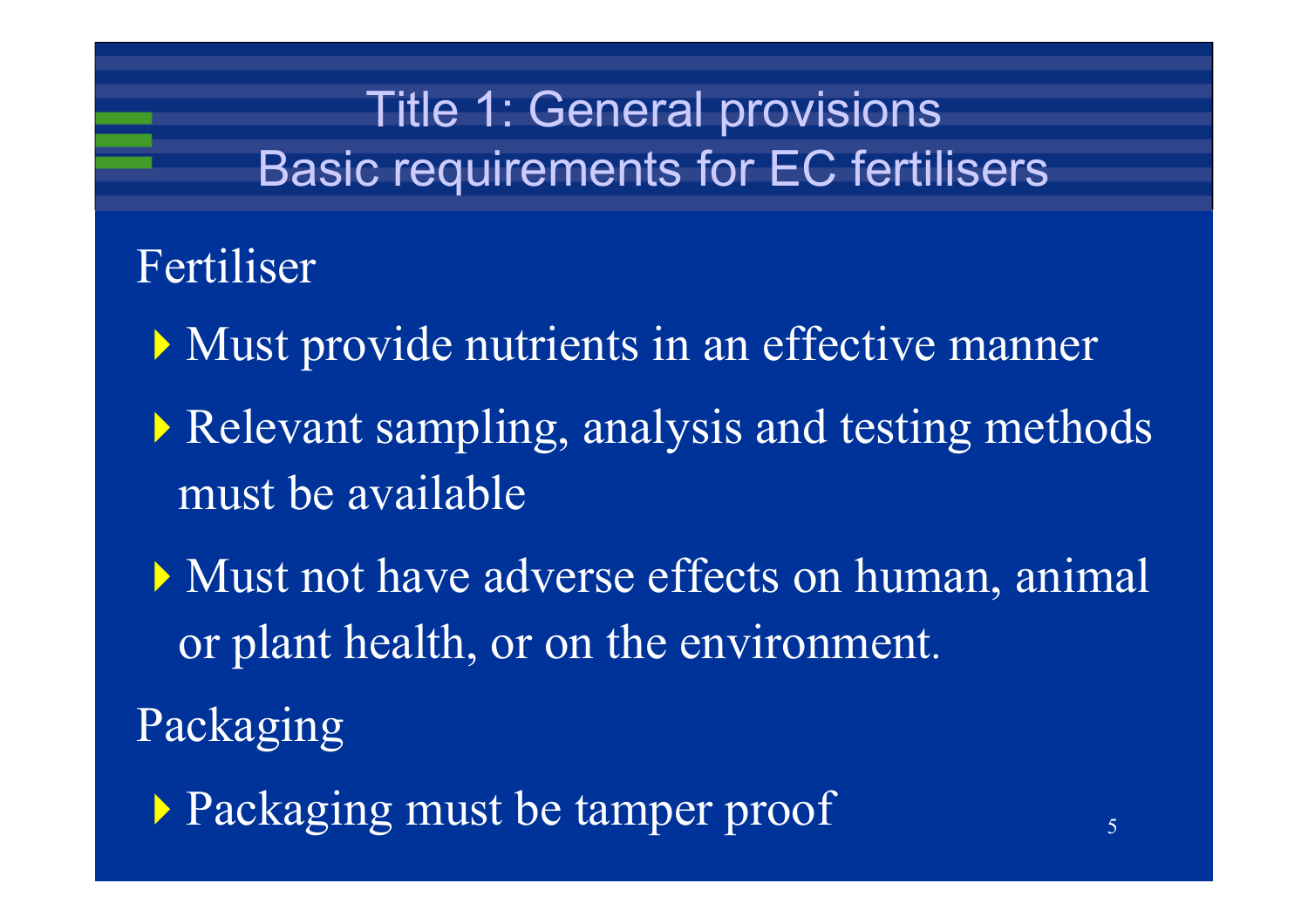# Title 1: General provisions
# Basic requirements for EC fertilisers

Fertiliser

- Must provide nutrients in an effective manner
- Relevant sampling, analysis and testing methods must be available
- Must not have adverse effects on human, animal or plant health, or on the environment.

Packaging

- Packaging must be tamper proof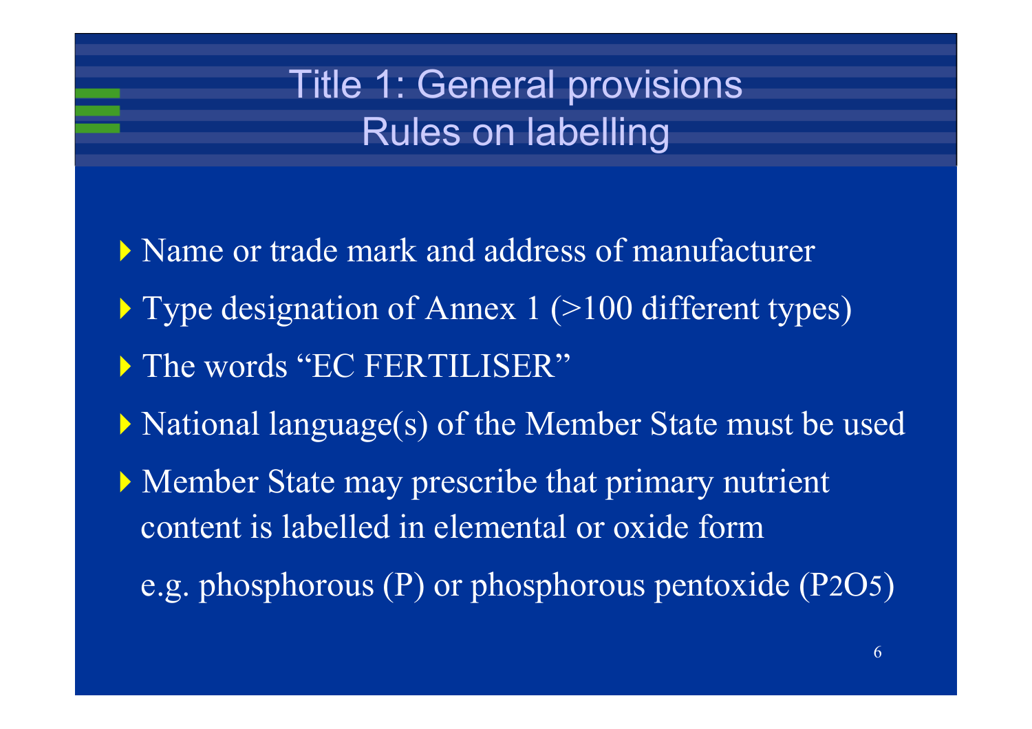# Title 1: General provisions
## Rules on labelling

- Name or trade mark and address of manufacturer
- Type designation of Annex 1 (>100 different types)
- The words "EC FERTILISER"
- National language(s) of the Member State must be used
- Member State may prescribe that primary nutrient content is labelled in elemental or oxide form

  e.g. phosphorous (P) or phosphorous pentoxide ($P_2O_5$)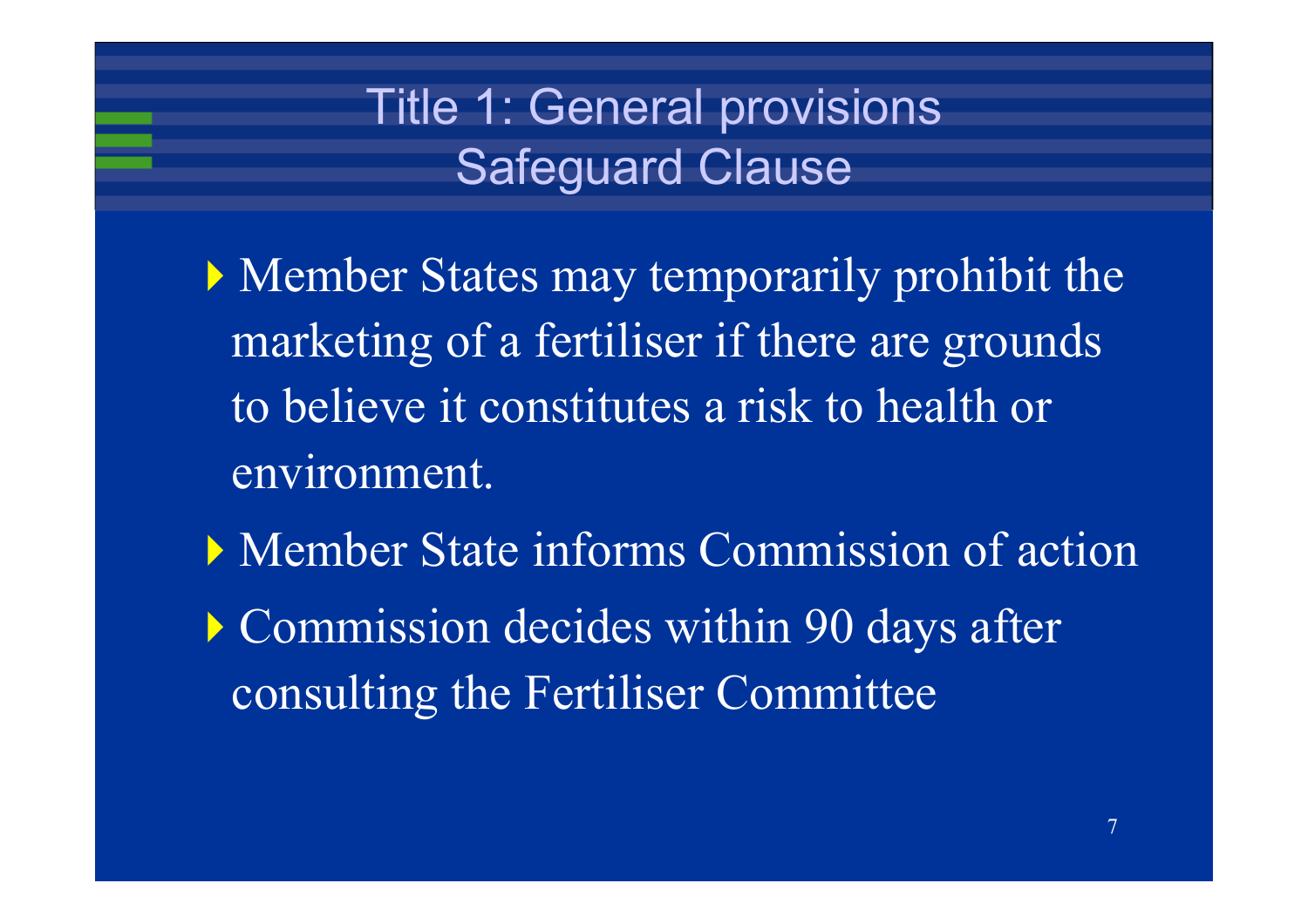# Title 1: General provisions
## Safeguard Clause

- Member States may temporarily prohibit the marketing of a fertiliser if there are grounds to believe it constitutes a risk to health or environment.
- Member State informs Commission of action
- Commission decides within 90 days after consulting the Fertiliser Committee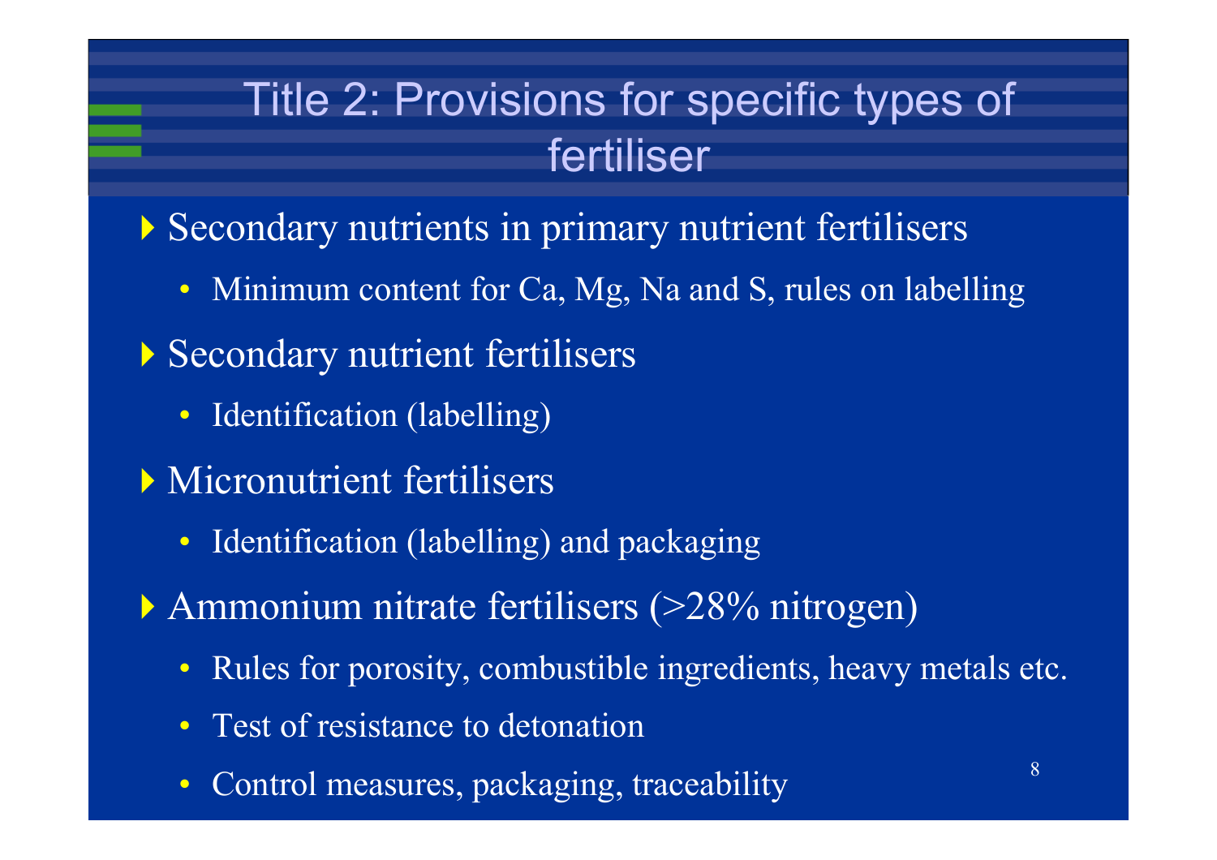# Title 2: Provisions for specific types of fertiliser

- Secondary nutrients in primary nutrient fertilisers
  - Minimum content for Ca, Mg, Na and S, rules on labelling
- Secondary nutrient fertilisers
  - Identification (labelling)
- Micronutrient fertilisers
  - Identification (labelling) and packaging
- Ammonium nitrate fertilisers (>28% nitrogen)
  - Rules for porosity, combustible ingredients, heavy metals etc.
  - Test of resistance to detonation
  - Control measures, packaging, traceability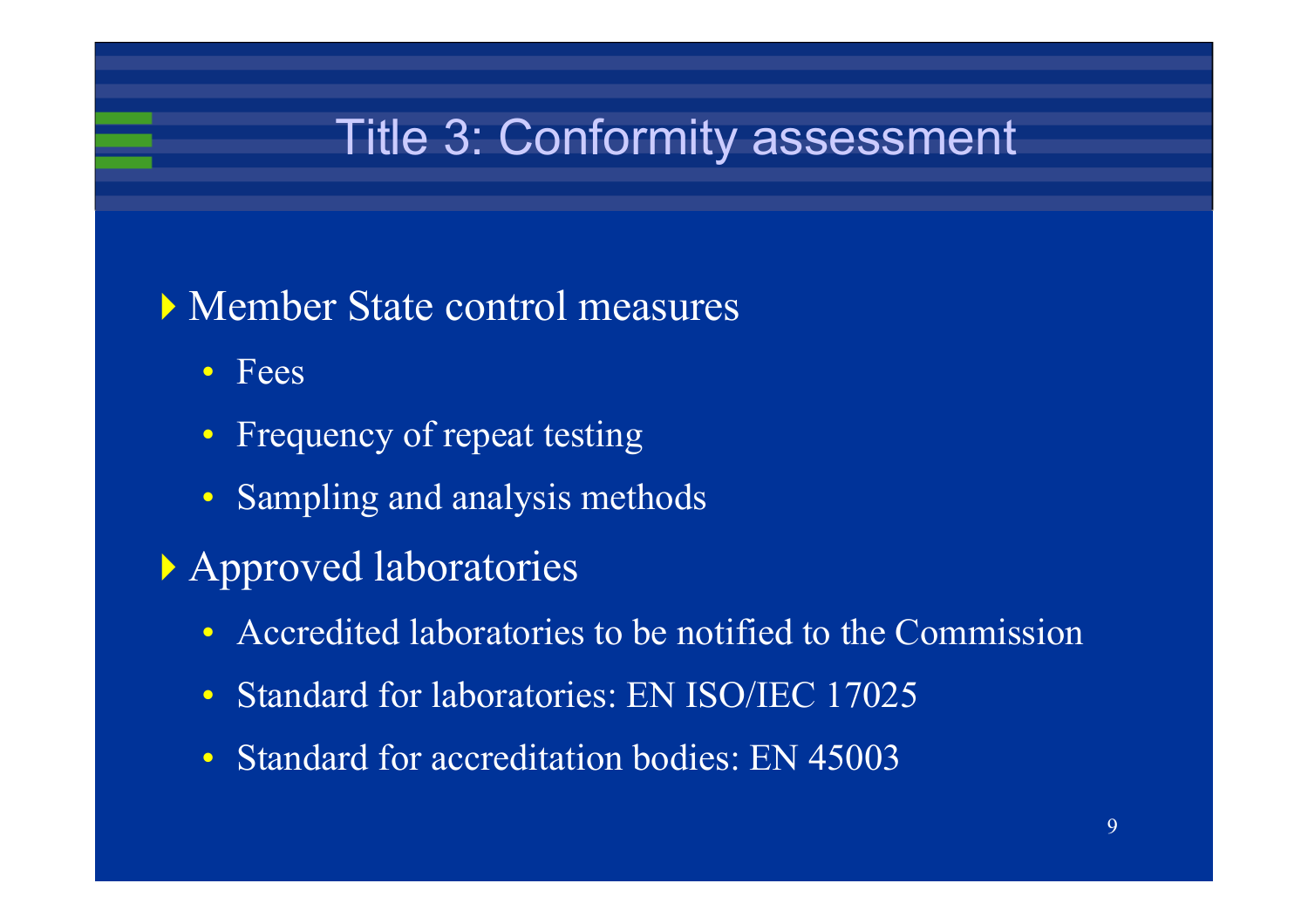# Title 3: Conformity assessment

- Member State control measures
  - Fees
  - Frequency of repeat testing
  - Sampling and analysis methods
- Approved laboratories
  - Accredited laboratories to be notified to the Commission
  - Standard for laboratories: EN ISO/IEC 17025
  - Standard for accreditation bodies: EN 45003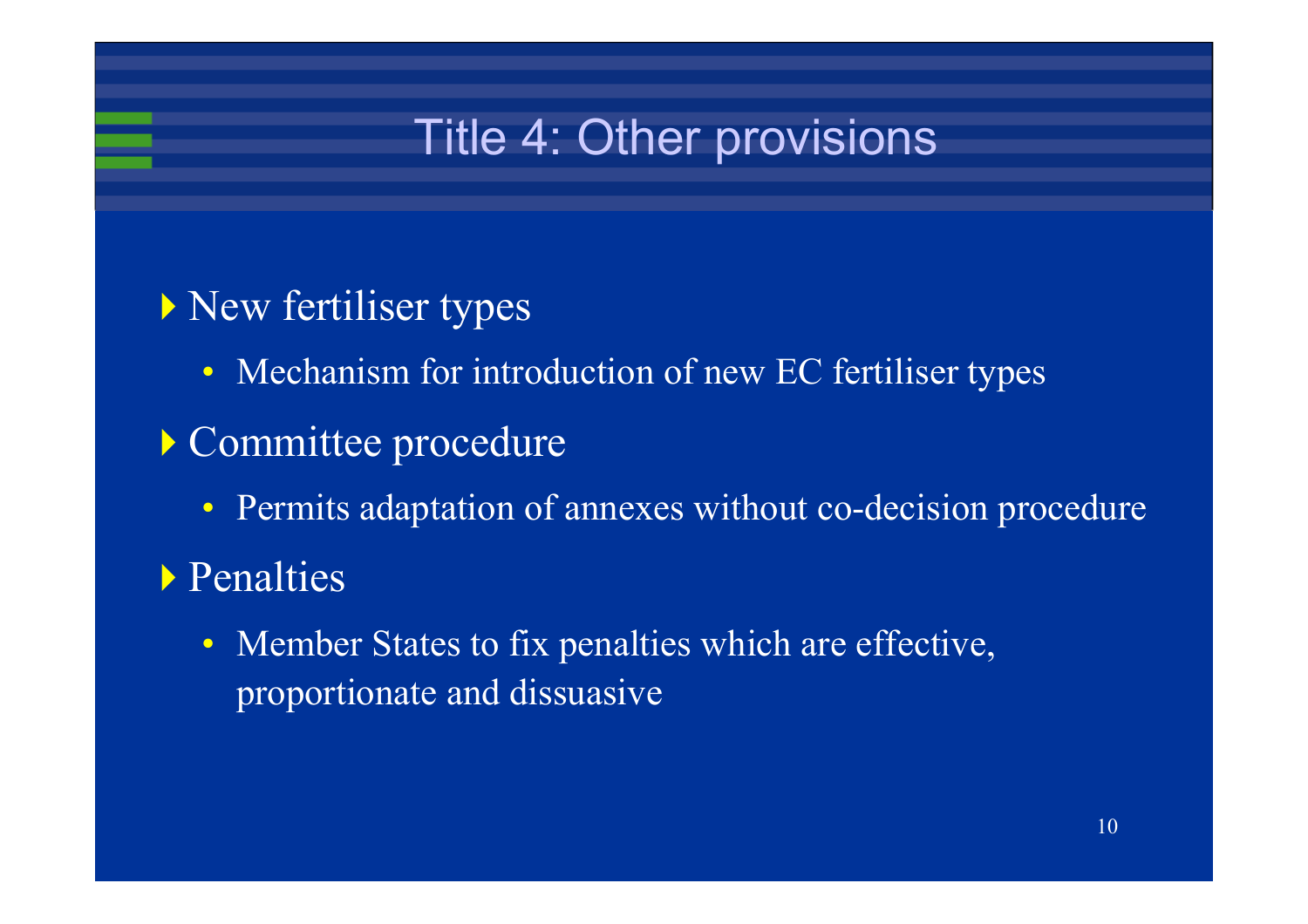# Title 4: Other provisions

- New fertiliser types
  - Mechanism for introduction of new EC fertiliser types
- Committee procedure
  - Permits adaptation of annexes without co-decision procedure
- Penalties
  - Member States to fix penalties which are effective, proportionate and dissuasive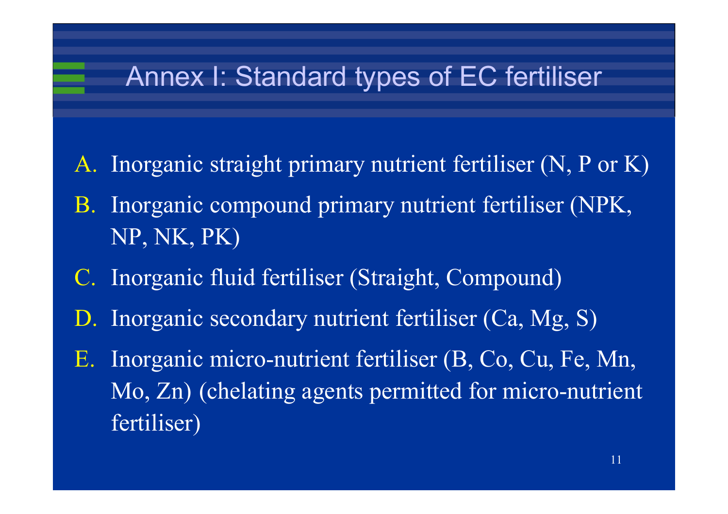# Annex I: Standard types of EC fertiliser

A. Inorganic straight primary nutrient fertiliser (N, P or K)
B. Inorganic compound primary nutrient fertiliser (NPK, NP, NK, PK)
C. Inorganic fluid fertiliser (Straight, Compound)
D. Inorganic secondary nutrient fertiliser (Ca, Mg, S)
E. Inorganic micro-nutrient fertiliser (B, Co, Cu, Fe, Mn, Mo, Zn) (chelating agents permitted for micro-nutrient fertiliser)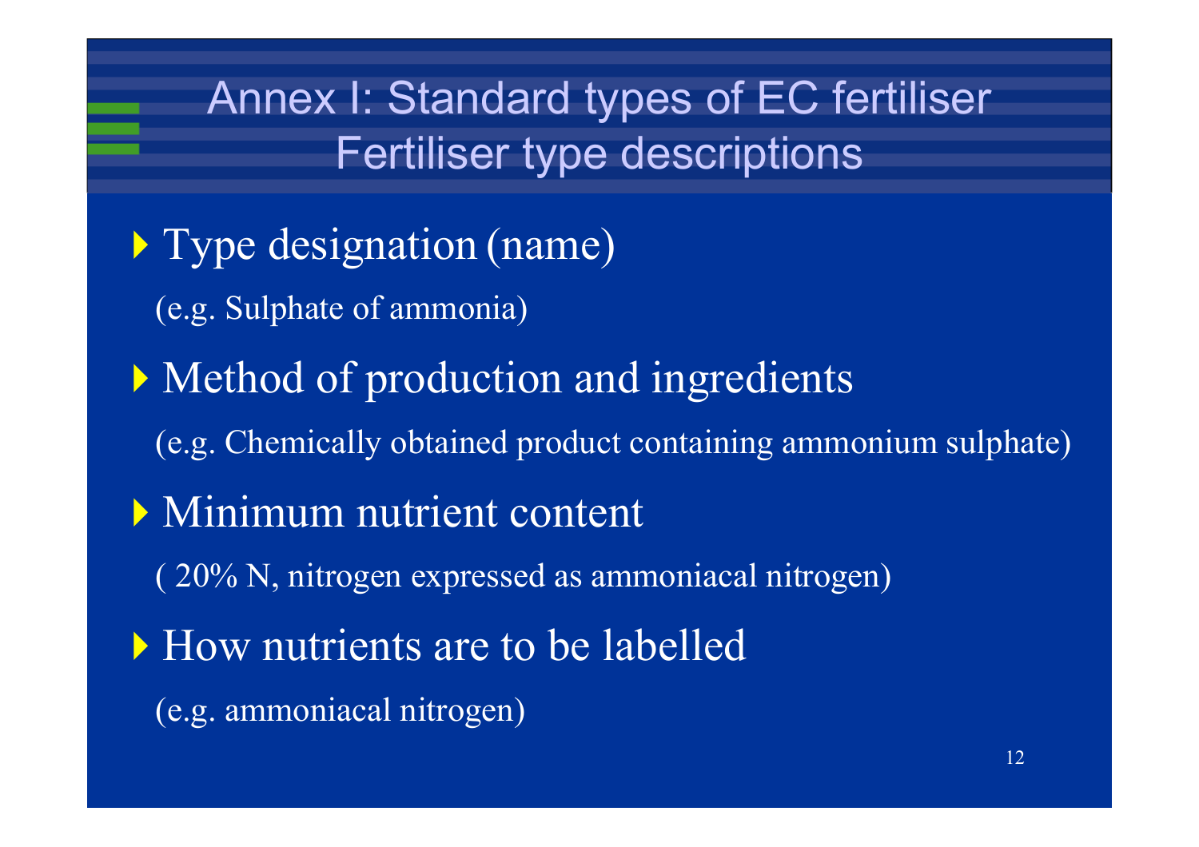# Annex I: Standard types of EC fertiliser
## Fertiliser type descriptions

- Type designation (name)

  (e.g. Sulphate of ammonia)

- Method of production and ingredients

  (e.g. Chemically obtained product containing ammonium sulphate)

- Minimum nutrient content

  ( 20% N, nitrogen expressed as ammoniacal nitrogen)

- How nutrients are to be labelled

  (e.g. ammoniacal nitrogen)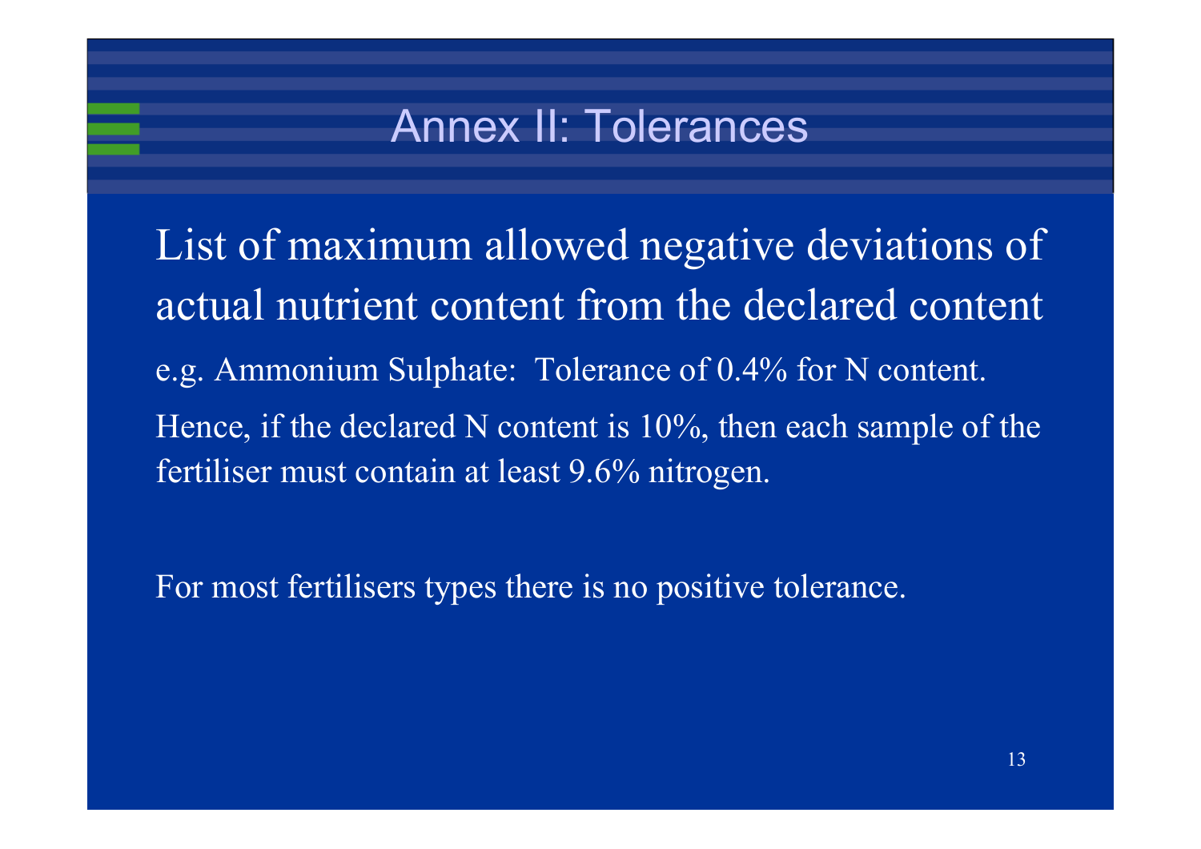# Annex II: Tolerances

List of maximum allowed negative deviations of actual nutrient content from the declared content

e.g. Ammonium Sulphate: Tolerance of 0.4% for N content.

Hence, if the declared N content is 10%, then each sample of the fertiliser must contain at least 9.6% nitrogen.

For most fertilisers types there is no positive tolerance.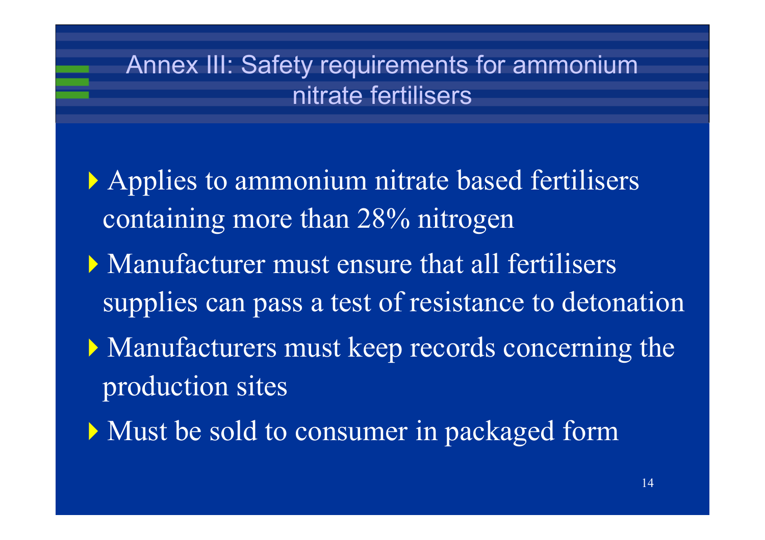# Annex III: Safety requirements for ammonium nitrate fertilisers

- Applies to ammonium nitrate based fertilisers containing more than 28% nitrogen
- Manufacturer must ensure that all fertilisers supplies can pass a test of resistance to detonation
- Manufacturers must keep records concerning the production sites
- Must be sold to consumer in packaged form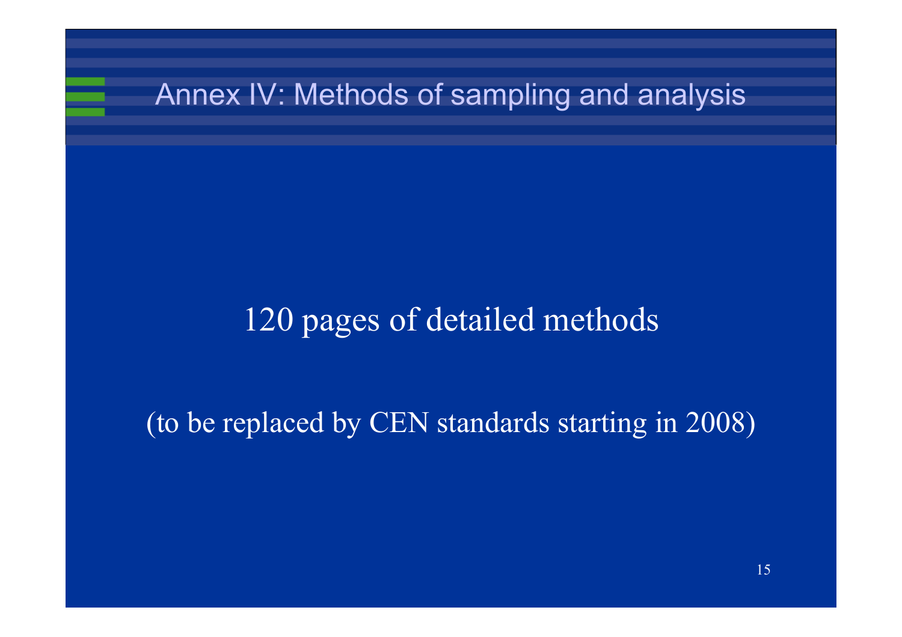# Annex IV: Methods of sampling and analysis

120 pages of detailed methods

(to be replaced by CEN standards starting in 2008)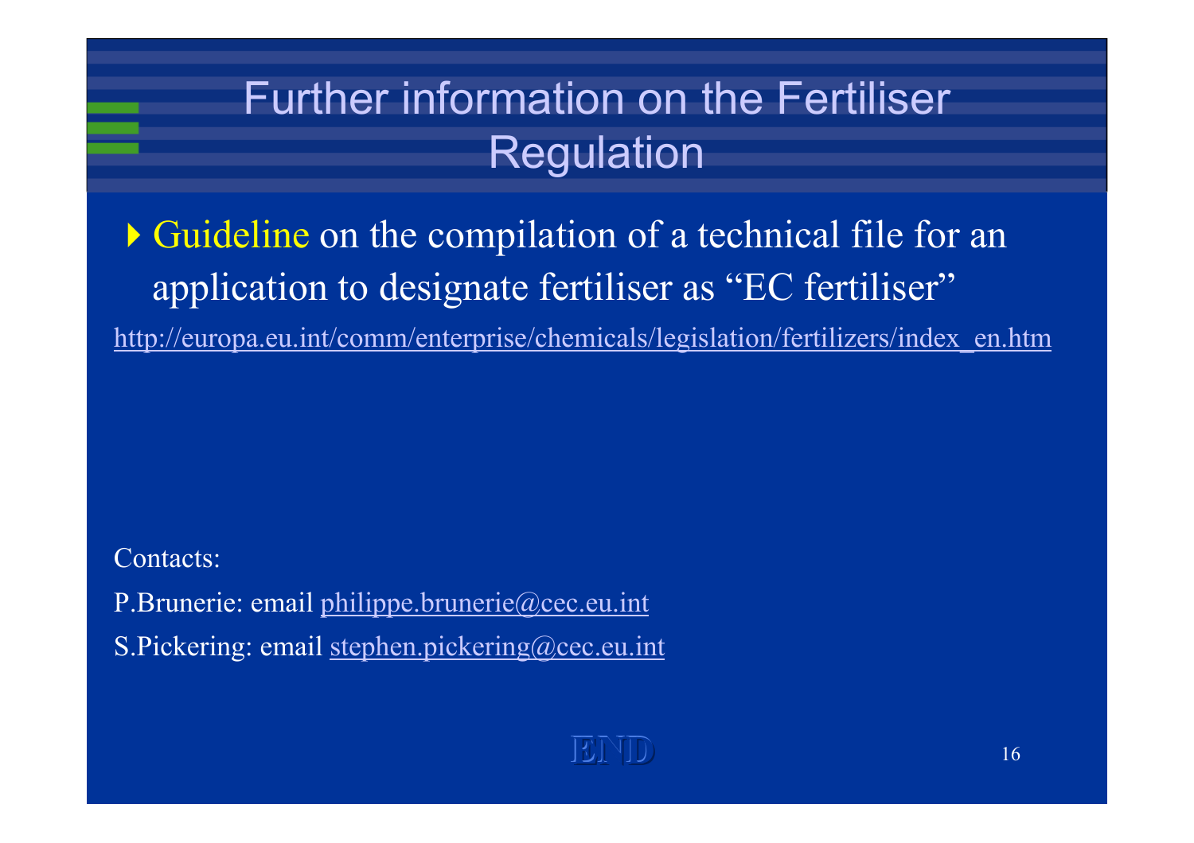# Further information on the Fertiliser Regulation

- Guideline on the compilation of a technical file for an application to designate fertiliser as "EC fertiliser"

http://europa.eu.int/comm/enterprise/chemicals/legislation/fertilizers/index_en.htm

Contacts:

P.Brunerie: email philippe.brunerie@cec.eu.int

S.Pickering: email stephen.pickering@cec.eu.int

END